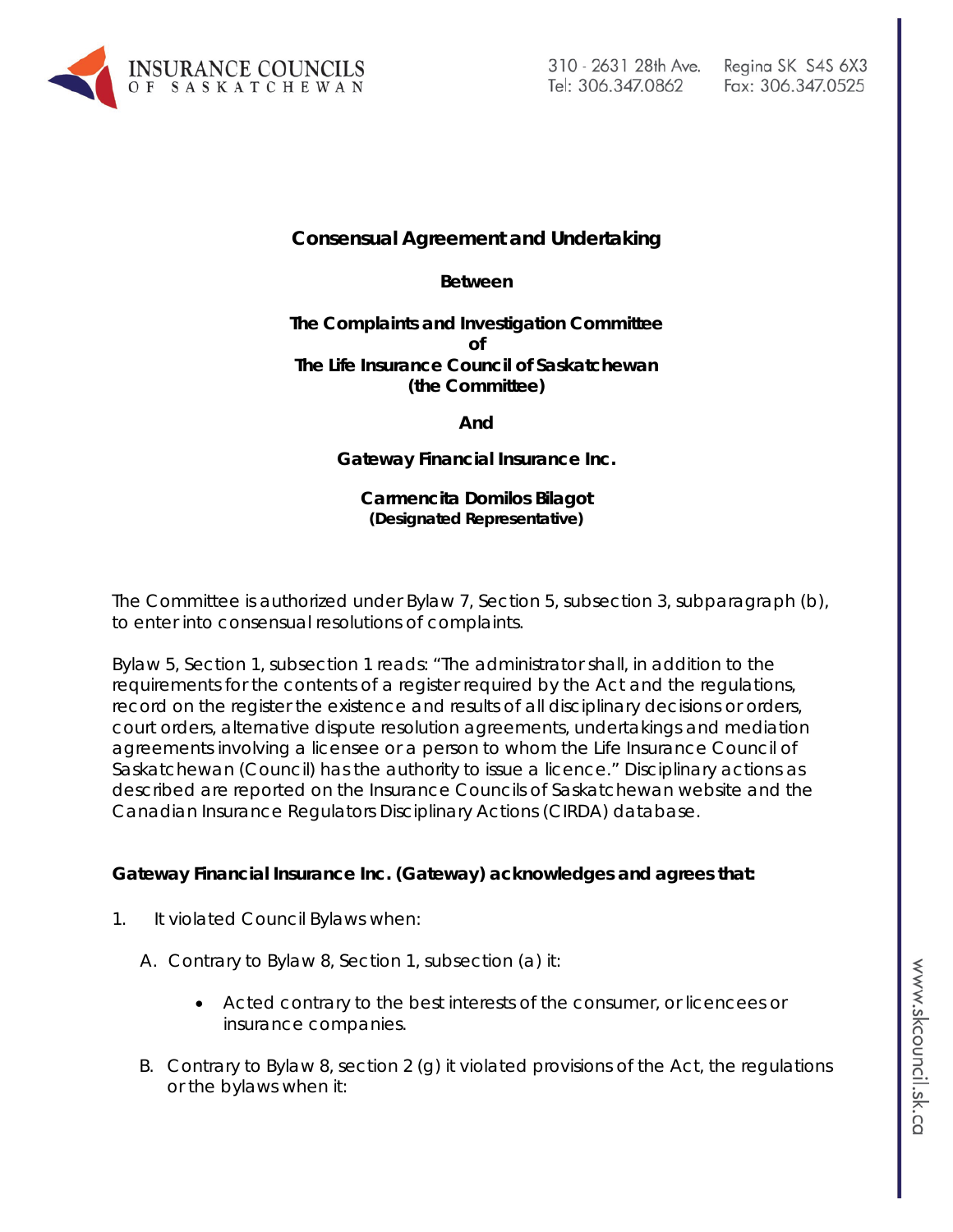**Consensual Agreement and Undertaking**

**Between**

**The Complaints and Investigation Committee**
**of**
**The Life Insurance Council of Saskatchewan**
**(the Committee)**

**And**

**Gateway Financial Insurance Inc.**

**Carmencita Domilos Bilagot**
**(Designated Representative)**

The Committee is authorized under Bylaw 7, Section 5, subsection 3, subparagraph (b), to enter into consensual resolutions of complaints.

Bylaw 5, Section 1, subsection 1 reads: "The administrator shall, in addition to the requirements for the contents of a register required by the Act and the regulations, record on the register the existence and results of all disciplinary decisions or orders, court orders, alternative dispute resolution agreements, undertakings and mediation agreements involving a licensee or a person to whom the Life Insurance Council of Saskatchewan (Council) has the authority to issue a licence." Disciplinary actions as described are reported on the Insurance Councils of Saskatchewan website and the Canadian Insurance Regulators Disciplinary Actions (CIRDA) database.

**Gateway Financial Insurance Inc. (Gateway) acknowledges and agrees that:**

1. It violated Council Bylaws when:

   A. Contrary to Bylaw 8, Section 1, subsection (a) it:

      - Acted contrary to the best interests of the consumer, or licencees or insurance companies.

   B. Contrary to Bylaw 8, section 2 (g) it violated provisions of the Act, the regulations or the bylaws when it: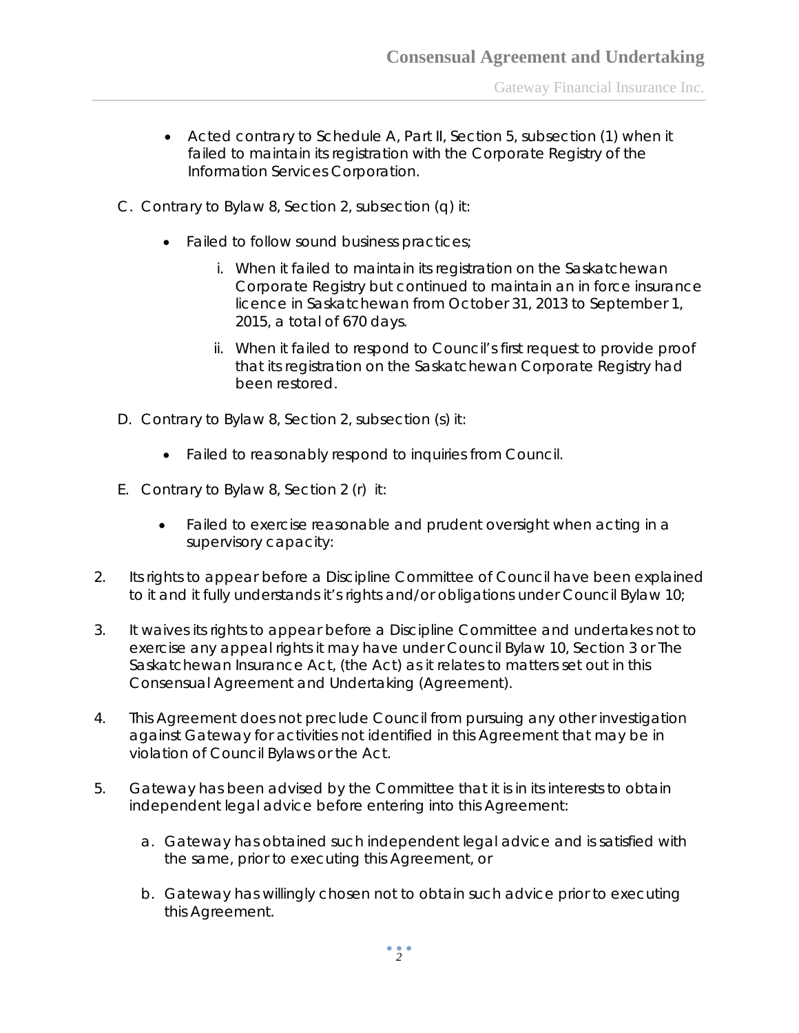- Acted contrary to Schedule A, Part II, Section 5, subsection (1) when it failed to maintain its registration with the Corporate Registry of the Information Services Corporation.

C. Contrary to Bylaw 8, Section 2, subsection (q) it:

- Failed to follow sound business practices;

    i. When it failed to maintain its registration on the Saskatchewan Corporate Registry but continued to maintain an in force insurance licence in Saskatchewan from October 31, 2013 to September 1, 2015, a total of 670 days.

    ii. When it failed to respond to Council's first request to provide proof that its registration on the Saskatchewan Corporate Registry had been restored.

D. Contrary to Bylaw 8, Section 2, subsection (s) it:

- Failed to reasonably respond to inquiries from Council.

E. Contrary to Bylaw 8, Section 2 (r) it:

- Failed to exercise reasonable and prudent oversight when acting in a supervisory capacity:

2. Its rights to appear before a Discipline Committee of Council have been explained to it and it fully understands it's rights and/or obligations under Council Bylaw 10;

3. It waives its rights to appear before a Discipline Committee and undertakes not to exercise any appeal rights it may have under Council Bylaw 10, Section 3 or The Saskatchewan Insurance Act, (the Act) as it relates to matters set out in this Consensual Agreement and Undertaking (Agreement).

4. This Agreement does not preclude Council from pursuing any other investigation against Gateway for activities not identified in this Agreement that may be in violation of Council Bylaws or the Act.

5. Gateway has been advised by the Committee that it is in its interests to obtain independent legal advice before entering into this Agreement:

    a. Gateway has obtained such independent legal advice and is satisfied with the same, prior to executing this Agreement, or

    b. Gateway has willingly chosen not to obtain such advice prior to executing this Agreement.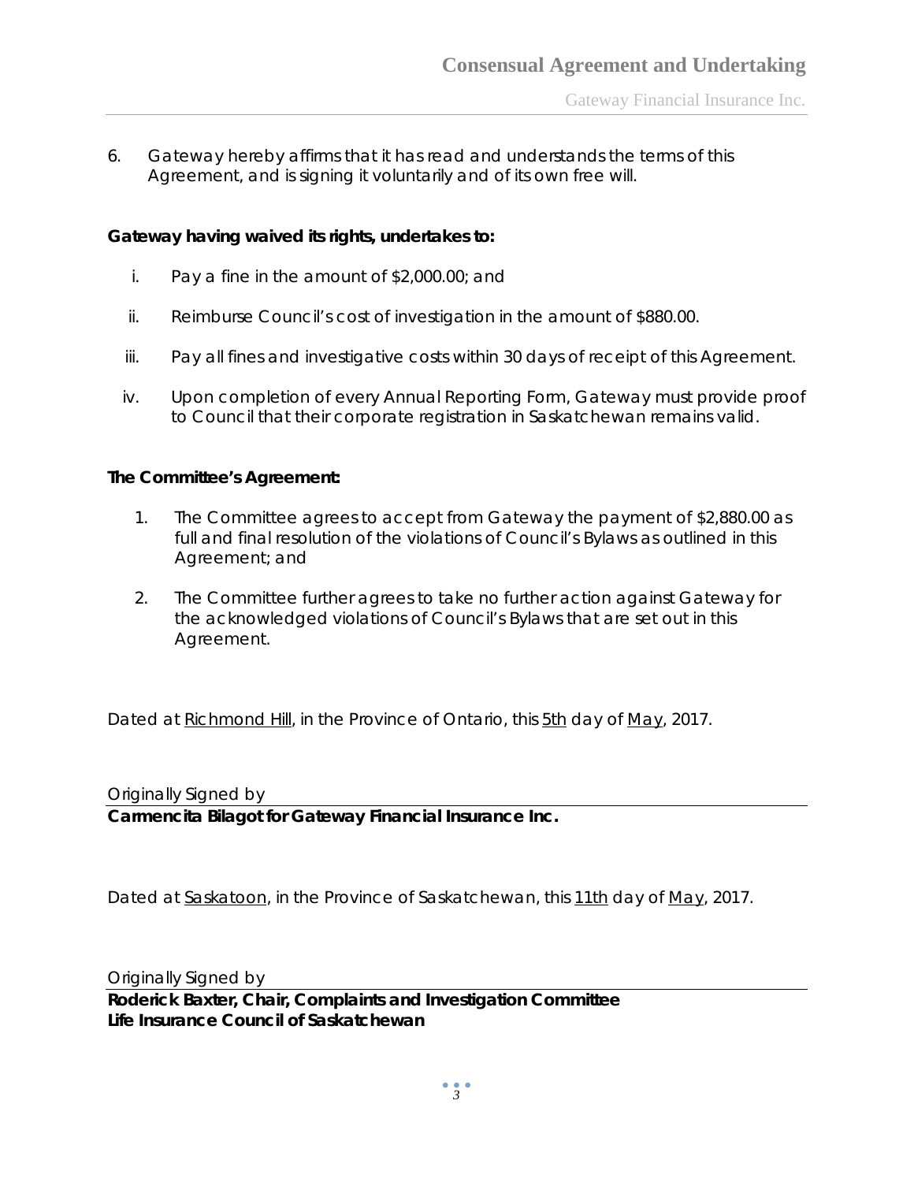6. Gateway hereby affirms that it has read and understands the terms of this Agreement, and is signing it voluntarily and of its own free will.

**Gateway having waived its rights, undertakes to:**

i. Pay a fine in the amount of $2,000.00; and

ii. Reimburse Council's cost of investigation in the amount of $880.00.

iii. Pay all fines and investigative costs within 30 days of receipt of this Agreement.

iv. Upon completion of every Annual Reporting Form, Gateway must provide proof to Council that their corporate registration in Saskatchewan remains valid.

**The Committee's Agreement:**

1. The Committee agrees to accept from Gateway the payment of $2,880.00 as full and final resolution of the violations of Council's Bylaws as outlined in this Agreement; and

2. The Committee further agrees to take no further action against Gateway for the acknowledged violations of Council's Bylaws that are set out in this Agreement.

Dated at Richmond Hill, in the Province of Ontario, this 5th day of May, 2017.

Originally Signed by

**Carmencita Bilagot for Gateway Financial Insurance Inc.**

Dated at Saskatoon, in the Province of Saskatchewan, this 11th day of May, 2017.

Originally Signed by

**Roderick Baxter, Chair, Complaints and Investigation Committee**
**Life Insurance Council of Saskatchewan**